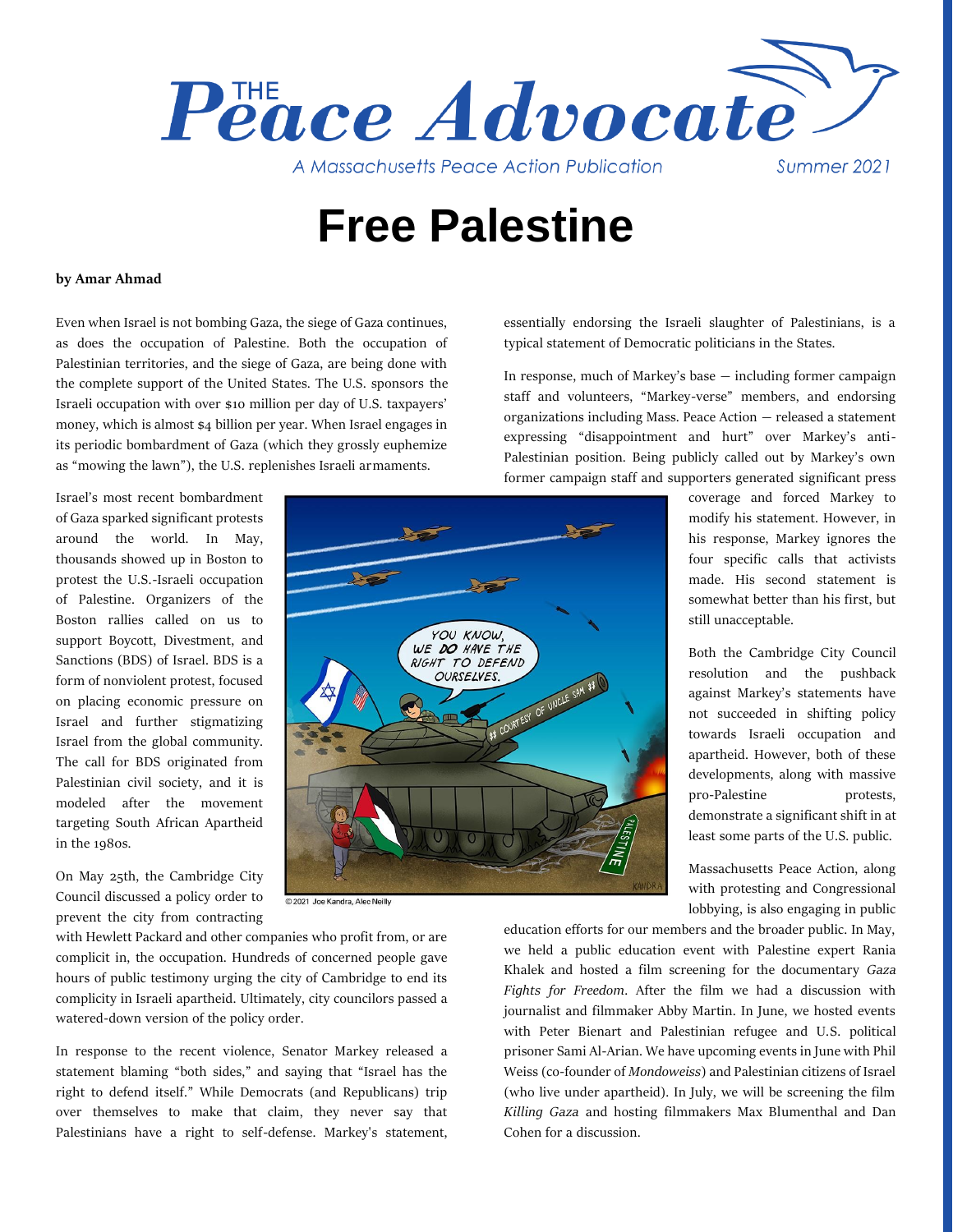# The Peace Advocate

A Massachusetts Peace Action Publication

Summer 2021

# Free Palestine

**by Amar Ahmad**

Even when Israel is not bombing Gaza, the siege of Gaza continues, as does the occupation of Palestine. Both the occupation of Palestinian territories, and the siege of Gaza, are being done with the complete support of the United States. The U.S. sponsors the Israeli occupation with over $10 million per day of U.S. taxpayers' money, which is almost $4 billion per year. When Israel engages in its periodic bombardment of Gaza (which they grossly euphemize as "mowing the lawn"), the U.S. replenishes Israeli armaments.

Israel's most recent bombardment of Gaza sparked significant protests around the world. In May, thousands showed up in Boston to protest the U.S.-Israeli occupation of Palestine. Organizers of the Boston rallies called on us to support Boycott, Divestment, and Sanctions (BDS) of Israel. BDS is a form of nonviolent protest, focused on placing economic pressure on Israel and further stigmatizing Israel from the global community. The call for BDS originated from Palestinian civil society, and it is modeled after the movement targeting South African Apartheid in the 1980s.

© 2021 Joe Kandra, Alec Neilly

On May 25th, the Cambridge City Council discussed a policy order to prevent the city from contracting with Hewlett Packard and other companies who profit from, or are complicit in, the occupation. Hundreds of concerned people gave hours of public testimony urging the city of Cambridge to end its complicity in Israeli apartheid. Ultimately, city councilors passed a watered-down version of the policy order.

In response to the recent violence, Senator Markey released a statement blaming "both sides," and saying that "Israel has the right to defend itself." While Democrats (and Republicans) trip over themselves to make that claim, they never say that Palestinians have a right to self-defense. Markey's statement, essentially endorsing the Israeli slaughter of Palestinians, is a typical statement of Democratic politicians in the States.

In response, much of Markey's base — including former campaign staff and volunteers, "Markey-verse" members, and endorsing organizations including Mass. Peace Action — released a statement expressing "disappointment and hurt" over Markey's anti-Palestinian position. Being publicly called out by Markey's own former campaign staff and supporters generated significant press coverage and forced Markey to modify his statement. However, in his response, Markey ignores the four specific calls that activists made. His second statement is somewhat better than his first, but still unacceptable.

Both the Cambridge City Council resolution and the pushback against Markey's statements have not succeeded in shifting policy towards Israeli occupation and apartheid. However, both of these developments, along with massive pro-Palestine protests, demonstrate a significant shift in at least some parts of the U.S. public.

Massachusetts Peace Action, along with protesting and Congressional lobbying, is also engaging in public education efforts for our members and the broader public. In May, we held a public education event with Palestine expert Rania Khalek and hosted a film screening for the documentary *Gaza Fights for Freedom*. After the film we had a discussion with journalist and filmmaker Abby Martin. In June, we hosted events with Peter Bienart and Palestinian refugee and U.S. political prisoner Sami Al-Arian. We have upcoming events in June with Phil Weiss (co-founder of *Mondoweiss*) and Palestinian citizens of Israel (who live under apartheid). In July, we will be screening the film *Killing Gaza* and hosting filmmakers Max Blumenthal and Dan Cohen for a discussion.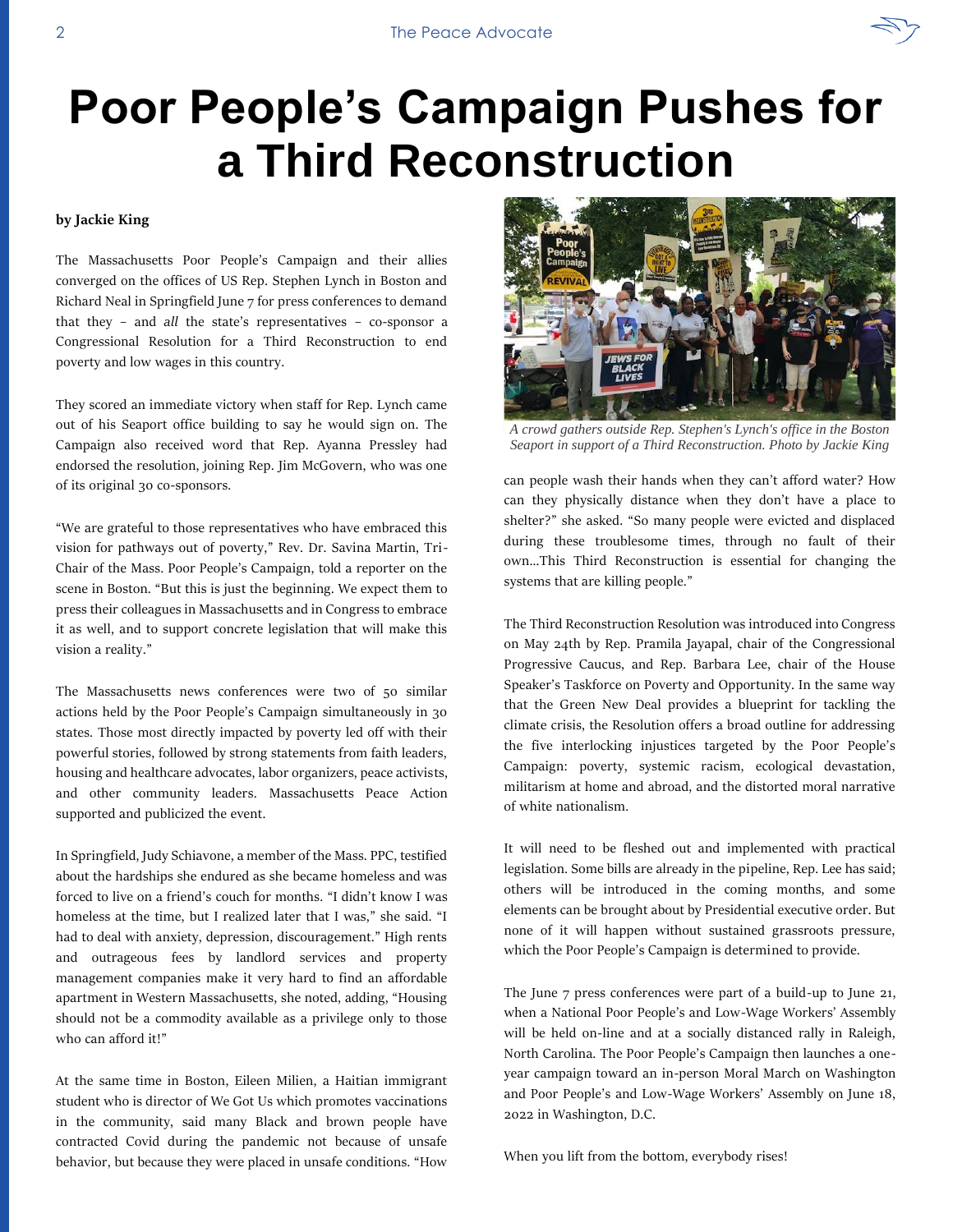# Poor People's Campaign Pushes for a Third Reconstruction

**by Jackie King**

The Massachusetts Poor People's Campaign and their allies converged on the offices of US Rep. Stephen Lynch in Boston and Richard Neal in Springfield June 7 for press conferences to demand that they – and *all* the state's representatives – co-sponsor a Congressional Resolution for a Third Reconstruction to end poverty and low wages in this country.

They scored an immediate victory when staff for Rep. Lynch came out of his Seaport office building to say he would sign on. The Campaign also received word that Rep. Ayanna Pressley had endorsed the resolution, joining Rep. Jim McGovern, who was one of its original 30 co-sponsors.

"We are grateful to those representatives who have embraced this vision for pathways out of poverty," Rev. Dr. Savina Martin, Tri-Chair of the Mass. Poor People's Campaign, told a reporter on the scene in Boston. "But this is just the beginning. We expect them to press their colleagues in Massachusetts and in Congress to embrace it as well, and to support concrete legislation that will make this vision a reality."

The Massachusetts news conferences were two of 50 similar actions held by the Poor People's Campaign simultaneously in 30 states. Those most directly impacted by poverty led off with their powerful stories, followed by strong statements from faith leaders, housing and healthcare advocates, labor organizers, peace activists, and other community leaders. Massachusetts Peace Action supported and publicized the event.

In Springfield, Judy Schiavone, a member of the Mass. PPC, testified about the hardships she endured as she became homeless and was forced to live on a friend's couch for months. "I didn't know I was homeless at the time, but I realized later that I was," she said. "I had to deal with anxiety, depression, discouragement." High rents and outrageous fees by landlord services and property management companies make it very hard to find an affordable apartment in Western Massachusetts, she noted, adding, "Housing should not be a commodity available as a privilege only to those who can afford it!"

At the same time in Boston, Eileen Milien, a Haitian immigrant student who is director of We Got Us which promotes vaccinations in the community, said many Black and brown people have contracted Covid during the pandemic not because of unsafe behavior, but because they were placed in unsafe conditions. "How can people wash their hands when they can't afford water? How can they physically distance when they don't have a place to shelter?" she asked. "So many people were evicted and displaced during these troublesome times, through no fault of their own…This Third Reconstruction is essential for changing the systems that are killing people."

*A crowd gathers outside Rep. Stephen's Lynch's office in the Boston Seaport in support of a Third Reconstruction. Photo by Jackie King*

The Third Reconstruction Resolution was introduced into Congress on May 24th by Rep. Pramila Jayapal, chair of the Congressional Progressive Caucus, and Rep. Barbara Lee, chair of the House Speaker's Taskforce on Poverty and Opportunity. In the same way that the Green New Deal provides a blueprint for tackling the climate crisis, the Resolution offers a broad outline for addressing the five interlocking injustices targeted by the Poor People's Campaign: poverty, systemic racism, ecological devastation, militarism at home and abroad, and the distorted moral narrative of white nationalism.

It will need to be fleshed out and implemented with practical legislation. Some bills are already in the pipeline, Rep. Lee has said; others will be introduced in the coming months, and some elements can be brought about by Presidential executive order. But none of it will happen without sustained grassroots pressure, which the Poor People's Campaign is determined to provide.

The June 7 press conferences were part of a build-up to June 21, when a National Poor People's and Low-Wage Workers' Assembly will be held on-line and at a socially distanced rally in Raleigh, North Carolina. The Poor People's Campaign then launches a one-year campaign toward an in-person Moral March on Washington and Poor People's and Low-Wage Workers' Assembly on June 18, 2022 in Washington, D.C.

When you lift from the bottom, everybody rises!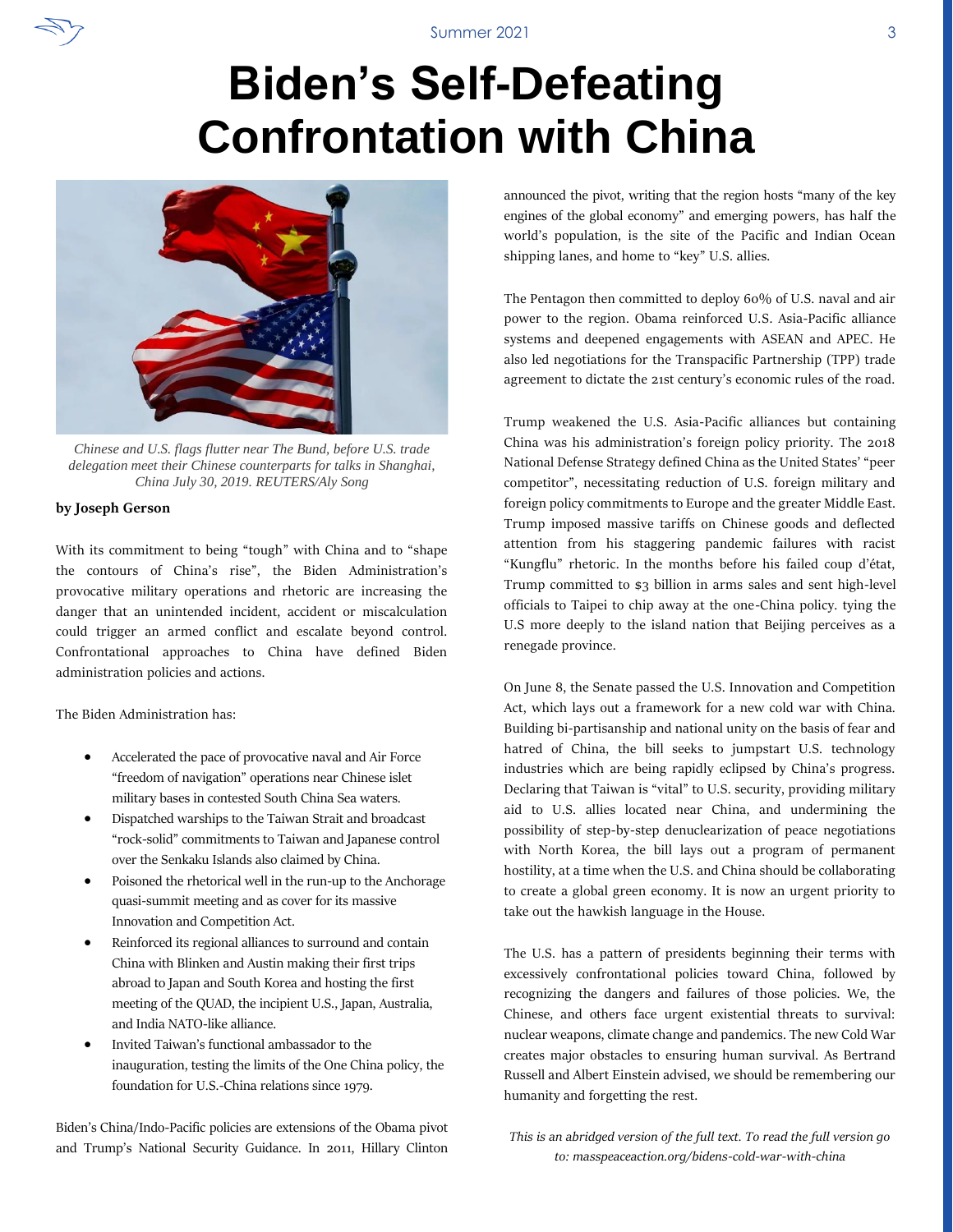# Biden's Self-Defeating Confrontation with China

*Chinese and U.S. flags flutter near The Bund, before U.S. trade delegation meet their Chinese counterparts for talks in Shanghai, China July 30, 2019. REUTERS/Aly Song*

**by Joseph Gerson**

With its commitment to being "tough" with China and to "shape the contours of China's rise", the Biden Administration's provocative military operations and rhetoric are increasing the danger that an unintended incident, accident or miscalculation could trigger an armed conflict and escalate beyond control. Confrontational approaches to China have defined Biden administration policies and actions.

The Biden Administration has:

- Accelerated the pace of provocative naval and Air Force "freedom of navigation" operations near Chinese islet military bases in contested South China Sea waters.
- Dispatched warships to the Taiwan Strait and broadcast "rock-solid" commitments to Taiwan and Japanese control over the Senkaku Islands also claimed by China.
- Poisoned the rhetorical well in the run-up to the Anchorage quasi-summit meeting and as cover for its massive Innovation and Competition Act.
- Reinforced its regional alliances to surround and contain China with Blinken and Austin making their first trips abroad to Japan and South Korea and hosting the first meeting of the QUAD, the incipient U.S., Japan, Australia, and India NATO-like alliance.
- Invited Taiwan's functional ambassador to the inauguration, testing the limits of the One China policy, the foundation for U.S.-China relations since 1979.

Biden's China/Indo-Pacific policies are extensions of the Obama pivot and Trump's National Security Guidance. In 2011, Hillary Clinton announced the pivot, writing that the region hosts "many of the key engines of the global economy" and emerging powers, has half the world's population, is the site of the Pacific and Indian Ocean shipping lanes, and home to "key" U.S. allies.

The Pentagon then committed to deploy 60% of U.S. naval and air power to the region. Obama reinforced U.S. Asia-Pacific alliance systems and deepened engagements with ASEAN and APEC. He also led negotiations for the Transpacific Partnership (TPP) trade agreement to dictate the 21st century's economic rules of the road.

Trump weakened the U.S. Asia-Pacific alliances but containing China was his administration's foreign policy priority. The 2018 National Defense Strategy defined China as the United States' "peer competitor", necessitating reduction of U.S. foreign military and foreign policy commitments to Europe and the greater Middle East. Trump imposed massive tariffs on Chinese goods and deflected attention from his staggering pandemic failures with racist "Kungflu" rhetoric. In the months before his failed coup d'état, Trump committed to $3 billion in arms sales and sent high-level officials to Taipei to chip away at the one-China policy. tying the U.S more deeply to the island nation that Beijing perceives as a renegade province.

On June 8, the Senate passed the U.S. Innovation and Competition Act, which lays out a framework for a new cold war with China. Building bi-partisanship and national unity on the basis of fear and hatred of China, the bill seeks to jumpstart U.S. technology industries which are being rapidly eclipsed by China's progress. Declaring that Taiwan is "vital" to U.S. security, providing military aid to U.S. allies located near China, and undermining the possibility of step-by-step denuclearization of peace negotiations with North Korea, the bill lays out a program of permanent hostility, at a time when the U.S. and China should be collaborating to create a global green economy. It is now an urgent priority to take out the hawkish language in the House.

The U.S. has a pattern of presidents beginning their terms with excessively confrontational policies toward China, followed by recognizing the dangers and failures of those policies. We, the Chinese, and others face urgent existential threats to survival: nuclear weapons, climate change and pandemics. The new Cold War creates major obstacles to ensuring human survival. As Bertrand Russell and Albert Einstein advised, we should be remembering our humanity and forgetting the rest.

*This is an abridged version of the full text. To read the full version go to: masspeaceaction.org/bidens-cold-war-with-china*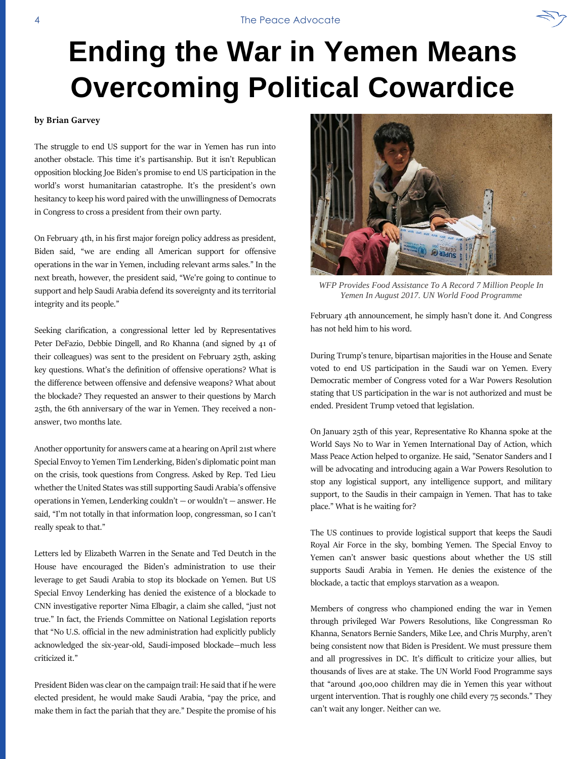# Ending the War in Yemen Means Overcoming Political Cowardice

**by Brian Garvey**

The struggle to end US support for the war in Yemen has run into another obstacle. This time it's partisanship. But it isn't Republican opposition blocking Joe Biden's promise to end US participation in the world's worst humanitarian catastrophe. It's the president's own hesitancy to keep his word paired with the unwillingness of Democrats in Congress to cross a president from their own party.

On February 4th, in his first major foreign policy address as president, Biden said, "we are ending all American support for offensive operations in the war in Yemen, including relevant arms sales." In the next breath, however, the president said, "We're going to continue to support and help Saudi Arabia defend its sovereignty and its territorial integrity and its people."

Seeking clarification, a congressional letter led by Representatives Peter DeFazio, Debbie Dingell, and Ro Khanna (and signed by 41 of their colleagues) was sent to the president on February 25th, asking key questions. What's the definition of offensive operations? What is the difference between offensive and defensive weapons? What about the blockade? They requested an answer to their questions by March 25th, the 6th anniversary of the war in Yemen. They received a non-answer, two months late.

Another opportunity for answers came at a hearing on April 21st where Special Envoy to Yemen Tim Lenderking, Biden's diplomatic point man on the crisis, took questions from Congress. Asked by Rep. Ted Lieu whether the United States was still supporting Saudi Arabia's offensive operations in Yemen, Lenderking couldn't — or wouldn't — answer. He said, "I'm not totally in that information loop, congressman, so I can't really speak to that."

Letters led by Elizabeth Warren in the Senate and Ted Deutch in the House have encouraged the Biden's administration to use their leverage to get Saudi Arabia to stop its blockade on Yemen. But US Special Envoy Lenderking has denied the existence of a blockade to CNN investigative reporter Nima Elbagir, a claim she called, "just not true." In fact, the Friends Committee on National Legislation reports that "No U.S. official in the new administration had explicitly publicly acknowledged the six-year-old, Saudi-imposed blockade—much less criticized it."

President Biden was clear on the campaign trail: He said that if he were elected president, he would make Saudi Arabia, "pay the price, and make them in fact the pariah that they are." Despite the promise of his February 4th announcement, he simply hasn't done it. And Congress has not held him to his word.

*WFP Provides Food Assistance To A Record 7 Million People In Yemen In August 2017. UN World Food Programme*

During Trump's tenure, bipartisan majorities in the House and Senate voted to end US participation in the Saudi war on Yemen. Every Democratic member of Congress voted for a War Powers Resolution stating that US participation in the war is not authorized and must be ended. President Trump vetoed that legislation.

On January 25th of this year, Representative Ro Khanna spoke at the World Says No to War in Yemen International Day of Action, which Mass Peace Action helped to organize. He said, "Senator Sanders and I will be advocating and introducing again a War Powers Resolution to stop any logistical support, any intelligence support, and military support, to the Saudis in their campaign in Yemen. That has to take place." What is he waiting for?

The US continues to provide logistical support that keeps the Saudi Royal Air Force in the sky, bombing Yemen. The Special Envoy to Yemen can't answer basic questions about whether the US still supports Saudi Arabia in Yemen. He denies the existence of the blockade, a tactic that employs starvation as a weapon.

Members of congress who championed ending the war in Yemen through privileged War Powers Resolutions, like Congressman Ro Khanna, Senators Bernie Sanders, Mike Lee, and Chris Murphy, aren't being consistent now that Biden is President. We must pressure them and all progressives in DC. It's difficult to criticize your allies, but thousands of lives are at stake. The UN World Food Programme says that "around 400,000 children may die in Yemen this year without urgent intervention. That is roughly one child every 75 seconds." They can't wait any longer. Neither can we.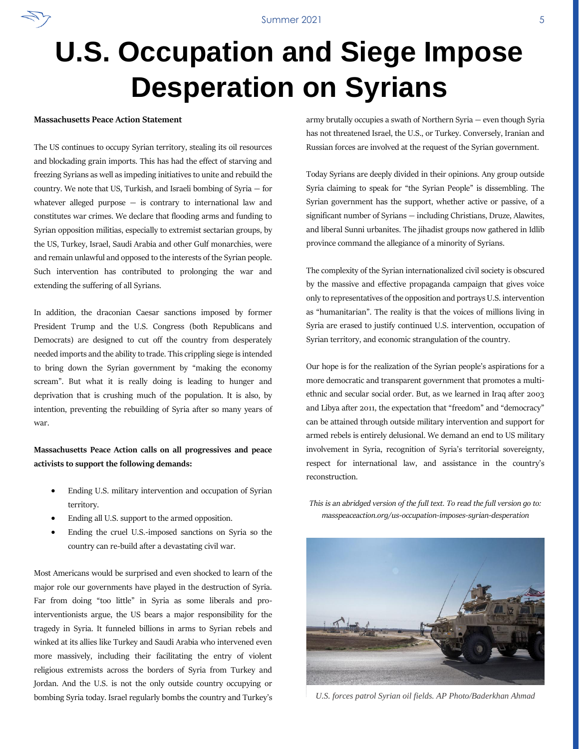# U.S. Occupation and Siege Impose Desperation on Syrians

**Massachusetts Peace Action Statement**

The US continues to occupy Syrian territory, stealing its oil resources and blockading grain imports. This has had the effect of starving and freezing Syrians as well as impeding initiatives to unite and rebuild the country. We note that US, Turkish, and Israeli bombing of Syria — for whatever alleged purpose — is contrary to international law and constitutes war crimes. We declare that flooding arms and funding to Syrian opposition militias, especially to extremist sectarian groups, by the US, Turkey, Israel, Saudi Arabia and other Gulf monarchies, were and remain unlawful and opposed to the interests of the Syrian people. Such intervention has contributed to prolonging the war and extending the suffering of all Syrians.

In addition, the draconian Caesar sanctions imposed by former President Trump and the U.S. Congress (both Republicans and Democrats) are designed to cut off the country from desperately needed imports and the ability to trade. This crippling siege is intended to bring down the Syrian government by "making the economy scream". But what it is really doing is leading to hunger and deprivation that is crushing much of the population. It is also, by intention, preventing the rebuilding of Syria after so many years of war.

**Massachusetts Peace Action calls on all progressives and peace activists to support the following demands:**

- Ending U.S. military intervention and occupation of Syrian territory.
- Ending all U.S. support to the armed opposition.
- Ending the cruel U.S.-imposed sanctions on Syria so the country can re-build after a devastating civil war.

Most Americans would be surprised and even shocked to learn of the major role our governments have played in the destruction of Syria. Far from doing "too little" in Syria as some liberals and pro-interventionists argue, the US bears a major responsibility for the tragedy in Syria. It funneled billions in arms to Syrian rebels and winked at its allies like Turkey and Saudi Arabia who intervened even more massively, including their facilitating the entry of violent religious extremists across the borders of Syria from Turkey and Jordan. And the U.S. is not the only outside country occupying or bombing Syria today. Israel regularly bombs the country and Turkey's army brutally occupies a swath of Northern Syria — even though Syria has not threatened Israel, the U.S., or Turkey. Conversely, Iranian and Russian forces are involved at the request of the Syrian government.

Today Syrians are deeply divided in their opinions. Any group outside Syria claiming to speak for "the Syrian People" is dissembling. The Syrian government has the support, whether active or passive, of a significant number of Syrians — including Christians, Druze, Alawites, and liberal Sunni urbanites. The jihadist groups now gathered in Idlib province command the allegiance of a minority of Syrians.

The complexity of the Syrian internationalized civil society is obscured by the massive and effective propaganda campaign that gives voice only to representatives of the opposition and portrays U.S. intervention as "humanitarian". The reality is that the voices of millions living in Syria are erased to justify continued U.S. intervention, occupation of Syrian territory, and economic strangulation of the country.

Our hope is for the realization of the Syrian people's aspirations for a more democratic and transparent government that promotes a multi-ethnic and secular social order. But, as we learned in Iraq after 2003 and Libya after 2011, the expectation that "freedom" and "democracy" can be attained through outside military intervention and support for armed rebels is entirely delusional. We demand an end to US military involvement in Syria, recognition of Syria's territorial sovereignty, respect for international law, and assistance in the country's reconstruction.

*This is an abridged version of the full text. To read the full version go to: masspeaceaction.org/us-occupation-imposes-syrian-desperation*

*U.S. forces patrol Syrian oil fields. AP Photo/Baderkhan Ahmad*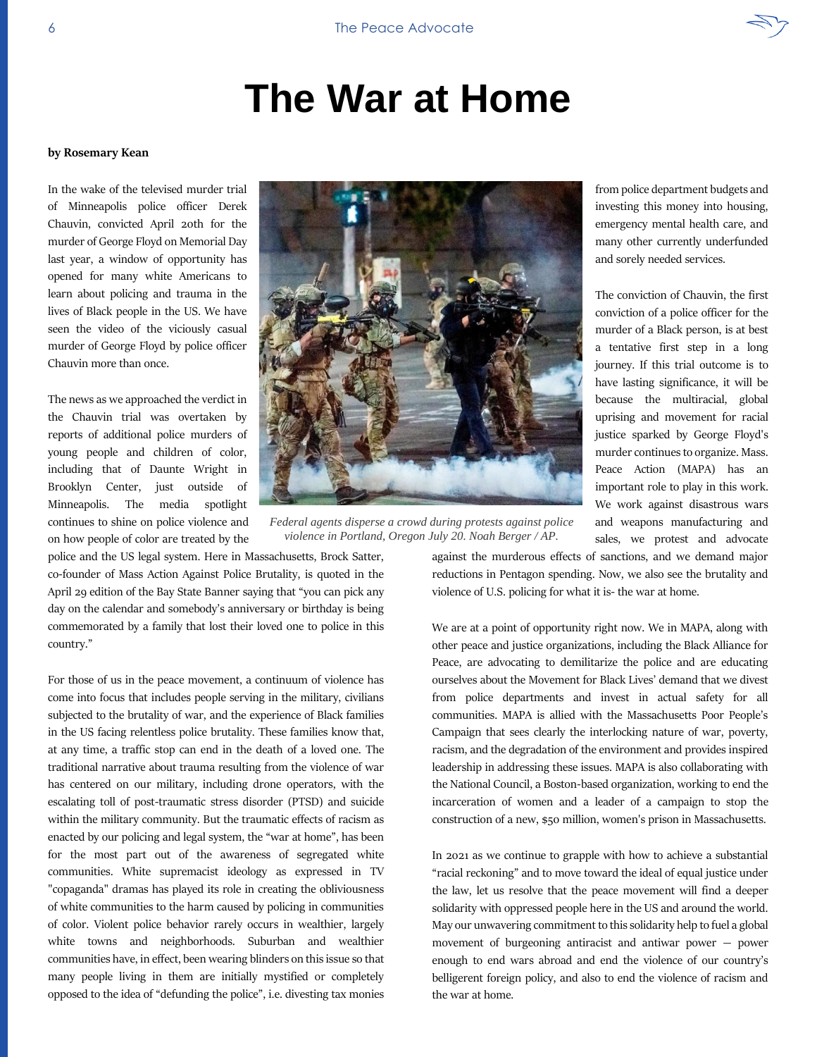# The War at Home

**by Rosemary Kean**

In the wake of the televised murder trial of Minneapolis police officer Derek Chauvin, convicted April 20th for the murder of George Floyd on Memorial Day last year, a window of opportunity has opened for many white Americans to learn about policing and trauma in the lives of Black people in the US. We have seen the video of the viciously casual murder of George Floyd by police officer Chauvin more than once.

The news as we approached the verdict in the Chauvin trial was overtaken by reports of additional police murders of young people and children of color, including that of Daunte Wright in Brooklyn Center, just outside of Minneapolis. The media spotlight continues to shine on police violence and on how people of color are treated by the police and the US legal system. Here in Massachusetts, Brock Satter, co-founder of Mass Action Against Police Brutality, is quoted in the April 29 edition of the Bay State Banner saying that "you can pick any day on the calendar and somebody's anniversary or birthday is being commemorated by a family that lost their loved one to police in this country."

*Federal agents disperse a crowd during protests against police violence in Portland, Oregon July 20. Noah Berger / AP.*

For those of us in the peace movement, a continuum of violence has come into focus that includes people serving in the military, civilians subjected to the brutality of war, and the experience of Black families in the US facing relentless police brutality. These families know that, at any time, a traffic stop can end in the death of a loved one. The traditional narrative about trauma resulting from the violence of war has centered on our military, including drone operators, with the escalating toll of post-traumatic stress disorder (PTSD) and suicide within the military community. But the traumatic effects of racism as enacted by our policing and legal system, the "war at home", has been for the most part out of the awareness of segregated white communities. White supremacist ideology as expressed in TV "copaganda" dramas has played its role in creating the obliviousness of white communities to the harm caused by policing in communities of color. Violent police behavior rarely occurs in wealthier, largely white towns and neighborhoods. Suburban and wealthier communities have, in effect, been wearing blinders on this issue so that many people living in them are initially mystified or completely opposed to the idea of "defunding the police", i.e. divesting tax monies from police department budgets and investing this money into housing, emergency mental health care, and many other currently underfunded and sorely needed services.

The conviction of Chauvin, the first conviction of a police officer for the murder of a Black person, is at best a tentative first step in a long journey. If this trial outcome is to have lasting significance, it will be because the multiracial, global uprising and movement for racial justice sparked by George Floyd's murder continues to organize. Mass. Peace Action (MAPA) has an important role to play in this work. We work against disastrous wars and weapons manufacturing and sales, we protest and advocate against the murderous effects of sanctions, and we demand major reductions in Pentagon spending. Now, we also see the brutality and violence of U.S. policing for what it is- the war at home.

We are at a point of opportunity right now. We in MAPA, along with other peace and justice organizations, including the Black Alliance for Peace, are advocating to demilitarize the police and are educating ourselves about the Movement for Black Lives' demand that we divest from police departments and invest in actual safety for all communities. MAPA is allied with the Massachusetts Poor People's Campaign that sees clearly the interlocking nature of war, poverty, racism, and the degradation of the environment and provides inspired leadership in addressing these issues. MAPA is also collaborating with the National Council, a Boston-based organization, working to end the incarceration of women and a leader of a campaign to stop the construction of a new, $50 million, women's prison in Massachusetts.

In 2021 as we continue to grapple with how to achieve a substantial "racial reckoning" and to move toward the ideal of equal justice under the law, let us resolve that the peace movement will find a deeper solidarity with oppressed people here in the US and around the world. May our unwavering commitment to this solidarity help to fuel a global movement of burgeoning antiracist and antiwar power — power enough to end wars abroad and end the violence of our country's belligerent foreign policy, and also to end the violence of racism and the war at home.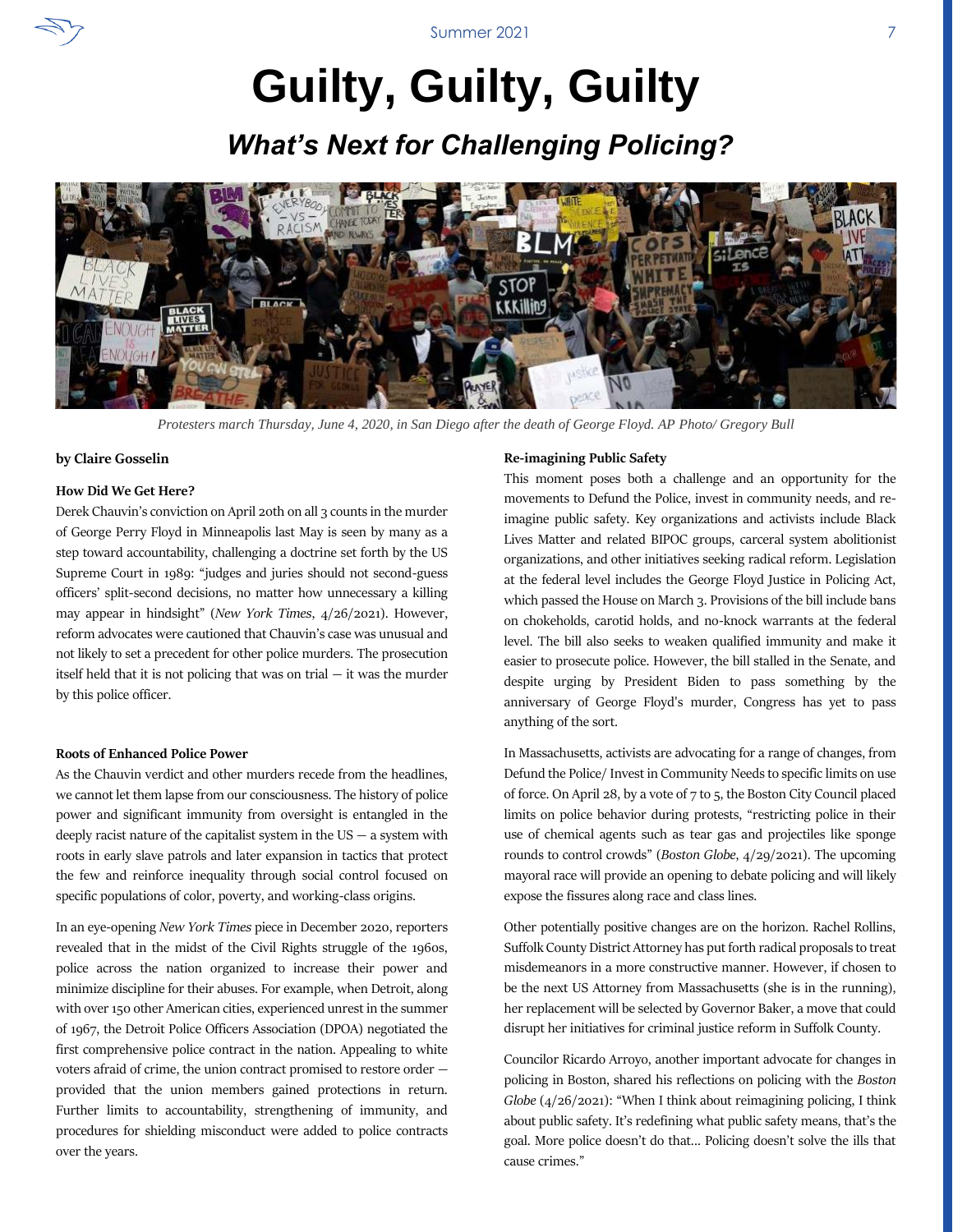# Guilty, Guilty, Guilty

## *What's Next for Challenging Policing?*

*Protesters march Thursday, June 4, 2020, in San Diego after the death of George Floyd. AP Photo/ Gregory Bull*

**by Claire Gosselin**

**How Did We Get Here?**

Derek Chauvin's conviction on April 20th on all 3 counts in the murder of George Perry Floyd in Minneapolis last May is seen by many as a step toward accountability, challenging a doctrine set forth by the US Supreme Court in 1989: "judges and juries should not second-guess officers' split-second decisions, no matter how unnecessary a killing may appear in hindsight" (*New York Times*, 4/26/2021). However, reform advocates were cautioned that Chauvin's case was unusual and not likely to set a precedent for other police murders. The prosecution itself held that it is not policing that was on trial — it was the murder by this police officer.

**Roots of Enhanced Police Power**

As the Chauvin verdict and other murders recede from the headlines, we cannot let them lapse from our consciousness. The history of police power and significant immunity from oversight is entangled in the deeply racist nature of the capitalist system in the US — a system with roots in early slave patrols and later expansion in tactics that protect the few and reinforce inequality through social control focused on specific populations of color, poverty, and working-class origins.

In an eye-opening *New York Times* piece in December 2020, reporters revealed that in the midst of the Civil Rights struggle of the 1960s, police across the nation organized to increase their power and minimize discipline for their abuses. For example, when Detroit, along with over 150 other American cities, experienced unrest in the summer of 1967, the Detroit Police Officers Association (DPOA) negotiated the first comprehensive police contract in the nation. Appealing to white voters afraid of crime, the union contract promised to restore order — provided that the union members gained protections in return. Further limits to accountability, strengthening of immunity, and procedures for shielding misconduct were added to police contracts over the years.

**Re-imagining Public Safety**

This moment poses both a challenge and an opportunity for the movements to Defund the Police, invest in community needs, and re-imagine public safety. Key organizations and activists include Black Lives Matter and related BIPOC groups, carceral system abolitionist organizations, and other initiatives seeking radical reform. Legislation at the federal level includes the George Floyd Justice in Policing Act, which passed the House on March 3. Provisions of the bill include bans on chokeholds, carotid holds, and no-knock warrants at the federal level. The bill also seeks to weaken qualified immunity and make it easier to prosecute police. However, the bill stalled in the Senate, and despite urging by President Biden to pass something by the anniversary of George Floyd's murder, Congress has yet to pass anything of the sort.

In Massachusetts, activists are advocating for a range of changes, from Defund the Police/ Invest in Community Needs to specific limits on use of force. On April 28, by a vote of 7 to 5, the Boston City Council placed limits on police behavior during protests, "restricting police in their use of chemical agents such as tear gas and projectiles like sponge rounds to control crowds" (*Boston Globe*, 4/29/2021). The upcoming mayoral race will provide an opening to debate policing and will likely expose the fissures along race and class lines.

Other potentially positive changes are on the horizon. Rachel Rollins, Suffolk County District Attorney has put forth radical proposals to treat misdemeanors in a more constructive manner. However, if chosen to be the next US Attorney from Massachusetts (she is in the running), her replacement will be selected by Governor Baker, a move that could disrupt her initiatives for criminal justice reform in Suffolk County.

Councilor Ricardo Arroyo, another important advocate for changes in policing in Boston, shared his reflections on policing with the *Boston Globe* (4/26/2021): "When I think about reimagining policing, I think about public safety. It's redefining what public safety means, that's the goal. More police doesn't do that... Policing doesn't solve the ills that cause crimes."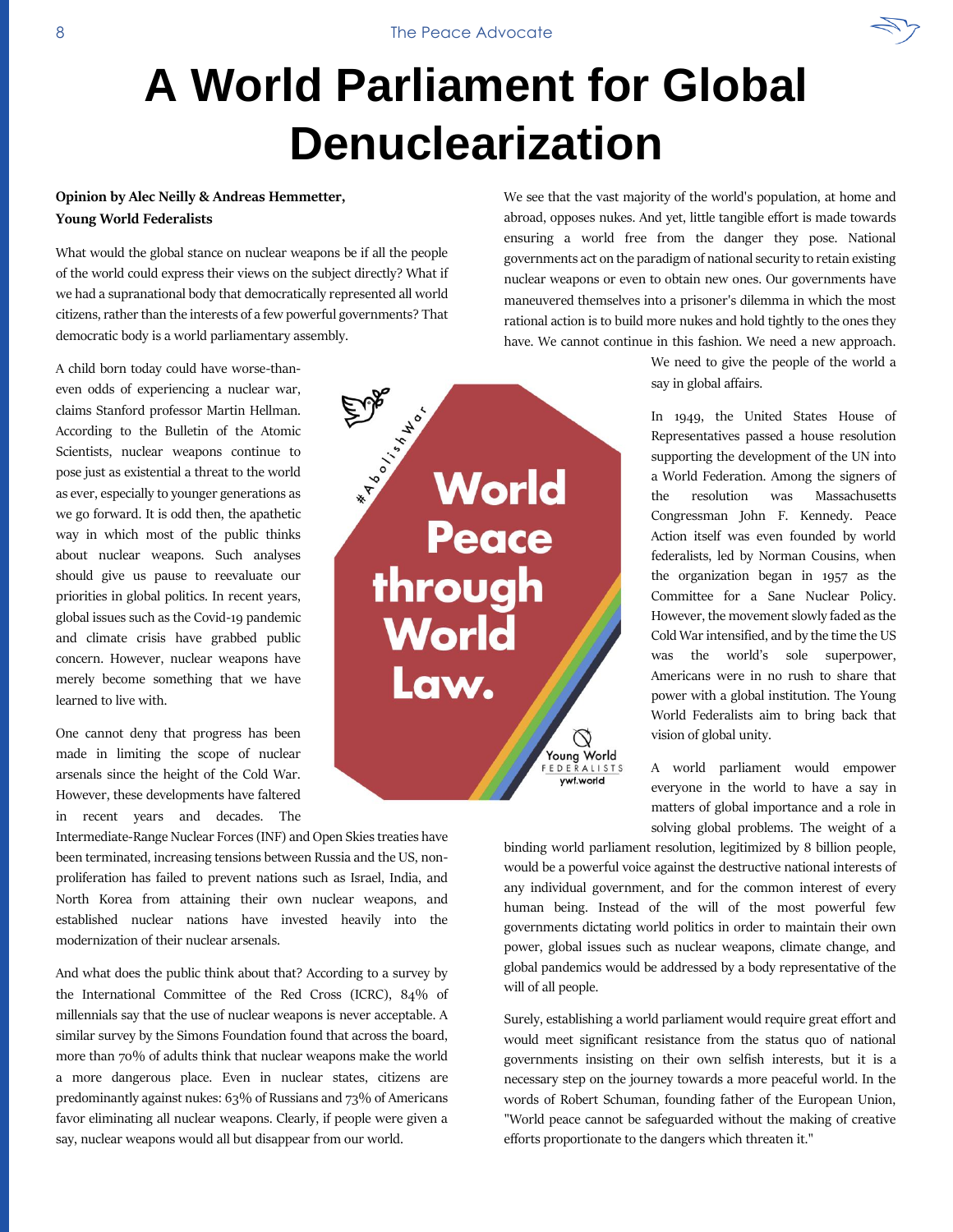# A World Parliament for Global Denuclearization

**Opinion by Alec Neilly & Andreas Hemmetter, Young World Federalists**

What would the global stance on nuclear weapons be if all the people of the world could express their views on the subject directly? What if we had a supranational body that democratically represented all world citizens, rather than the interests of a few powerful governments? That democratic body is a world parliamentary assembly.

A child born today could have worse-than-even odds of experiencing a nuclear war, claims Stanford professor Martin Hellman. According to the Bulletin of the Atomic Scientists, nuclear weapons continue to pose just as existential a threat to the world as ever, especially to younger generations as we go forward. It is odd then, the apathetic way in which most of the public thinks about nuclear weapons. Such analyses should give us pause to reevaluate our priorities in global politics. In recent years, global issues such as the Covid-19 pandemic and climate crisis have grabbed public concern. However, nuclear weapons have merely become something that we have learned to live with.

One cannot deny that progress has been made in limiting the scope of nuclear arsenals since the height of the Cold War. However, these developments have faltered in recent years and decades. The Intermediate-Range Nuclear Forces (INF) and Open Skies treaties have been terminated, increasing tensions between Russia and the US, non-proliferation has failed to prevent nations such as Israel, India, and North Korea from attaining their own nuclear weapons, and established nuclear nations have invested heavily into the modernization of their nuclear arsenals.

And what does the public think about that? According to a survey by the International Committee of the Red Cross (ICRC), 84% of millennials say that the use of nuclear weapons is never acceptable. A similar survey by the Simons Foundation found that across the board, more than 70% of adults think that nuclear weapons make the world a more dangerous place. Even in nuclear states, citizens are predominantly against nukes: 63% of Russians and 73% of Americans favor eliminating all nuclear weapons. Clearly, if people were given a say, nuclear weapons would all but disappear from our world.

We see that the vast majority of the world's population, at home and abroad, opposes nukes. And yet, little tangible effort is made towards ensuring a world free from the danger they pose. National governments act on the paradigm of national security to retain existing nuclear weapons or even to obtain new ones. Our governments have maneuvered themselves into a prisoner's dilemma in which the most rational action is to build more nukes and hold tightly to the ones they have. We cannot continue in this fashion. We need a new approach. We need to give the people of the world a say in global affairs.

#AbolishWar

World Peace through World Law.

Young World Federalists
ywf.world

In 1949, the United States House of Representatives passed a house resolution supporting the development of the UN into a World Federation. Among the signers of the resolution was Massachusetts Congressman John F. Kennedy. Peace Action itself was even founded by world federalists, led by Norman Cousins, when the organization began in 1957 as the Committee for a Sane Nuclear Policy. However, the movement slowly faded as the Cold War intensified, and by the time the US was the world's sole superpower, Americans were in no rush to share that power with a global institution. The Young World Federalists aim to bring back that vision of global unity.

A world parliament would empower everyone in the world to have a say in matters of global importance and a role in solving global problems. The weight of a binding world parliament resolution, legitimized by 8 billion people, would be a powerful voice against the destructive national interests of any individual government, and for the common interest of every human being. Instead of the will of the most powerful few governments dictating world politics in order to maintain their own power, global issues such as nuclear weapons, climate change, and global pandemics would be addressed by a body representative of the will of all people.

Surely, establishing a world parliament would require great effort and would meet significant resistance from the status quo of national governments insisting on their own selfish interests, but it is a necessary step on the journey towards a more peaceful world. In the words of Robert Schuman, founding father of the European Union, "World peace cannot be safeguarded without the making of creative efforts proportionate to the dangers which threaten it."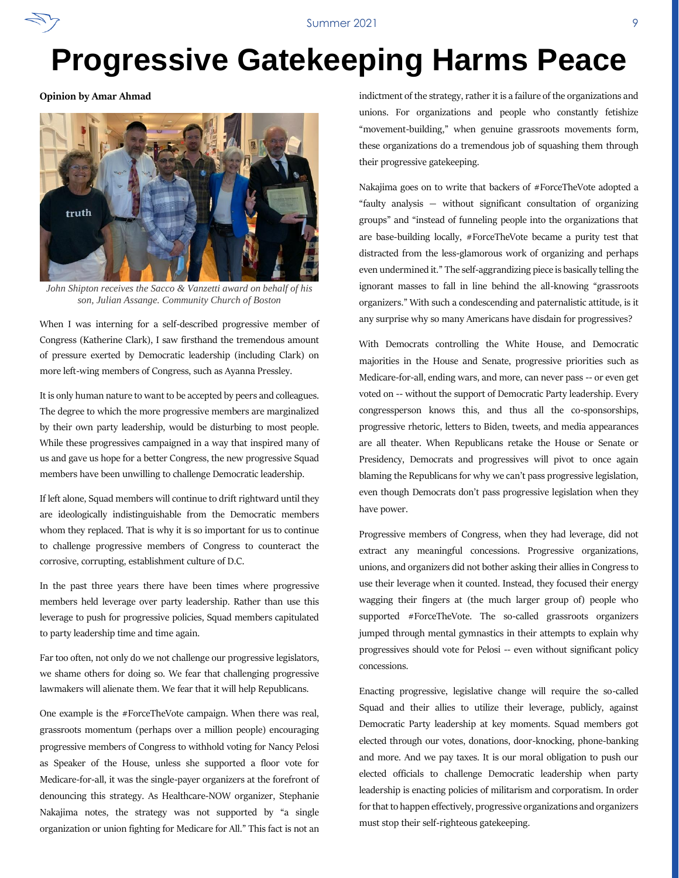# Progressive Gatekeeping Harms Peace

**Opinion by Amar Ahmad**

*John Shipton receives the Sacco & Vanzetti award on behalf of his son, Julian Assange. Community Church of Boston*

When I was interning for a self-described progressive member of Congress (Katherine Clark), I saw firsthand the tremendous amount of pressure exerted by Democratic leadership (including Clark) on more left-wing members of Congress, such as Ayanna Pressley.

It is only human nature to want to be accepted by peers and colleagues. The degree to which the more progressive members are marginalized by their own party leadership, would be disturbing to most people. While these progressives campaigned in a way that inspired many of us and gave us hope for a better Congress, the new progressive Squad members have been unwilling to challenge Democratic leadership.

If left alone, Squad members will continue to drift rightward until they are ideologically indistinguishable from the Democratic members whom they replaced. That is why it is so important for us to continue to challenge progressive members of Congress to counteract the corrosive, corrupting, establishment culture of D.C.

In the past three years there have been times where progressive members held leverage over party leadership. Rather than use this leverage to push for progressive policies, Squad members capitulated to party leadership time and time again.

Far too often, not only do we not challenge our progressive legislators, we shame others for doing so. We fear that challenging progressive lawmakers will alienate them. We fear that it will help Republicans.

One example is the #ForceTheVote campaign. When there was real, grassroots momentum (perhaps over a million people) encouraging progressive members of Congress to withhold voting for Nancy Pelosi as Speaker of the House, unless she supported a floor vote for Medicare-for-all, it was the single-payer organizers at the forefront of denouncing this strategy. As Healthcare-NOW organizer, Stephanie Nakajima notes, the strategy was not supported by "a single organization or union fighting for Medicare for All." This fact is not an indictment of the strategy, rather it is a failure of the organizations and unions. For organizations and people who constantly fetishize "movement-building," when genuine grassroots movements form, these organizations do a tremendous job of squashing them through their progressive gatekeeping.

Nakajima goes on to write that backers of #ForceTheVote adopted a "faulty analysis — without significant consultation of organizing groups" and "instead of funneling people into the organizations that are base-building locally, #ForceTheVote became a purity test that distracted from the less-glamorous work of organizing and perhaps even undermined it." The self-aggrandizing piece is basically telling the ignorant masses to fall in line behind the all-knowing "grassroots organizers." With such a condescending and paternalistic attitude, is it any surprise why so many Americans have disdain for progressives?

With Democrats controlling the White House, and Democratic majorities in the House and Senate, progressive priorities such as Medicare-for-all, ending wars, and more, can never pass -- or even get voted on -- without the support of Democratic Party leadership. Every congressperson knows this, and thus all the co-sponsorships, progressive rhetoric, letters to Biden, tweets, and media appearances are all theater. When Republicans retake the House or Senate or Presidency, Democrats and progressives will pivot to once again blaming the Republicans for why we can't pass progressive legislation, even though Democrats don't pass progressive legislation when they have power.

Progressive members of Congress, when they had leverage, did not extract any meaningful concessions. Progressive organizations, unions, and organizers did not bother asking their allies in Congress to use their leverage when it counted. Instead, they focused their energy wagging their fingers at (the much larger group of) people who supported #ForceTheVote. The so-called grassroots organizers jumped through mental gymnastics in their attempts to explain why progressives should vote for Pelosi -- even without significant policy concessions.

Enacting progressive, legislative change will require the so-called Squad and their allies to utilize their leverage, publicly, against Democratic Party leadership at key moments. Squad members got elected through our votes, donations, door-knocking, phone-banking and more. And we pay taxes. It is our moral obligation to push our elected officials to challenge Democratic leadership when party leadership is enacting policies of militarism and corporatism. In order for that to happen effectively, progressive organizations and organizers must stop their self-righteous gatekeeping.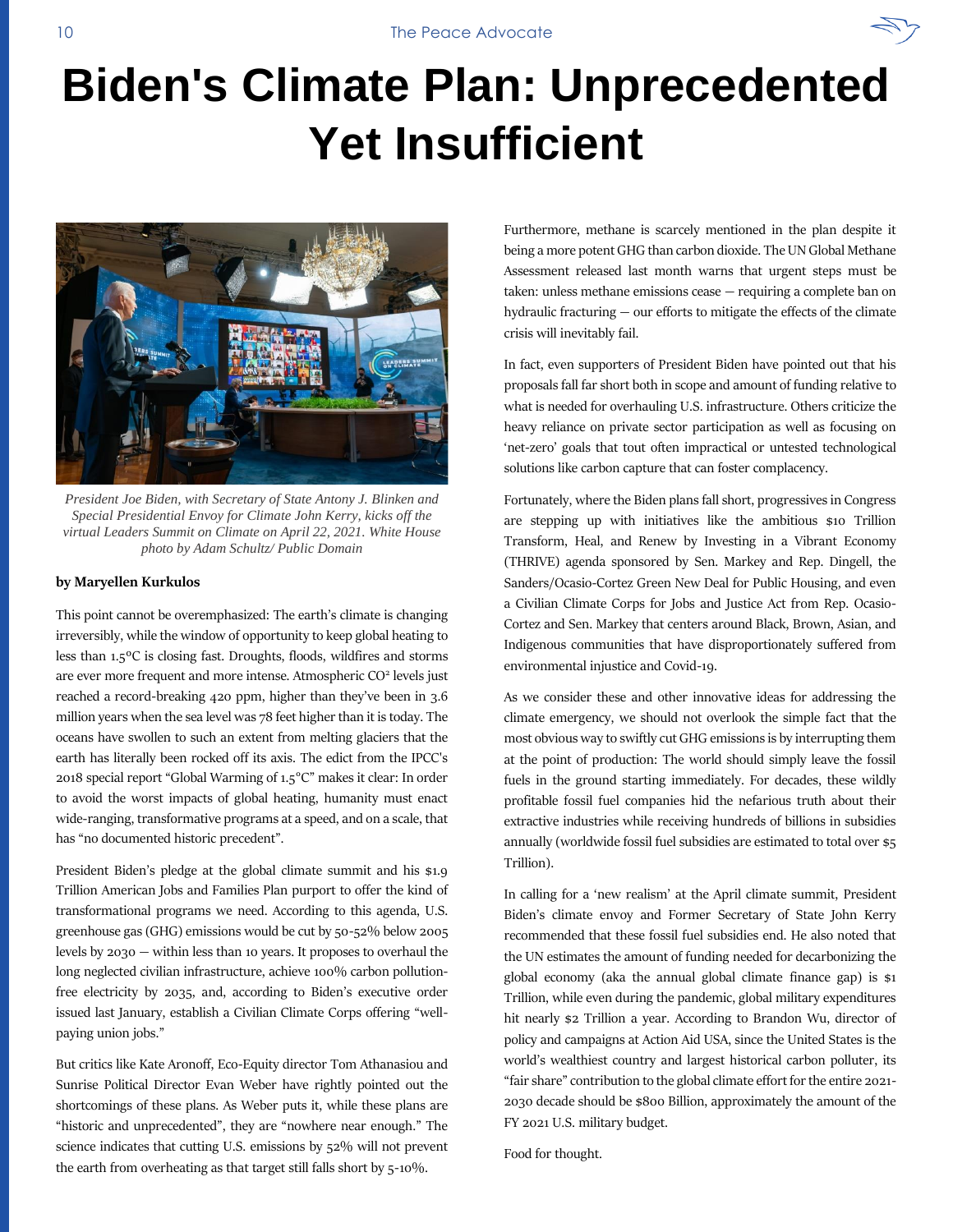# Biden's Climate Plan: Unprecedented Yet Insufficient

*President Joe Biden, with Secretary of State Antony J. Blinken and Special Presidential Envoy for Climate John Kerry, kicks off the virtual Leaders Summit on Climate on April 22, 2021. White House photo by Adam Schultz/ Public Domain*

**by Maryellen Kurkulos**

This point cannot be overemphasized: The earth's climate is changing irreversibly, while the window of opportunity to keep global heating to less than 1.5°C is closing fast. Droughts, floods, wildfires and storms are ever more frequent and more intense. Atmospheric $CO^2$ levels just reached a record-breaking 420 ppm, higher than they've been in 3.6 million years when the sea level was 78 feet higher than it is today. The oceans have swollen to such an extent from melting glaciers that the earth has literally been rocked off its axis. The edict from the IPCC's 2018 special report "Global Warming of 1.5°C" makes it clear: In order to avoid the worst impacts of global heating, humanity must enact wide-ranging, transformative programs at a speed, and on a scale, that has "no documented historic precedent".

President Biden's pledge at the global climate summit and his $1.9 Trillion American Jobs and Families Plan purport to offer the kind of transformational programs we need. According to this agenda, U.S. greenhouse gas (GHG) emissions would be cut by 50-52% below 2005 levels by 2030 — within less than 10 years. It proposes to overhaul the long neglected civilian infrastructure, achieve 100% carbon pollution-free electricity by 2035, and, according to Biden's executive order issued last January, establish a Civilian Climate Corps offering "well-paying union jobs."

But critics like Kate Aronoff, Eco-Equity director Tom Athanasiou and Sunrise Political Director Evan Weber have rightly pointed out the shortcomings of these plans. As Weber puts it, while these plans are "historic and unprecedented", they are "nowhere near enough." The science indicates that cutting U.S. emissions by 52% will not prevent the earth from overheating as that target still falls short by 5-10%.

Furthermore, methane is scarcely mentioned in the plan despite it being a more potent GHG than carbon dioxide. The UN Global Methane Assessment released last month warns that urgent steps must be taken: unless methane emissions cease — requiring a complete ban on hydraulic fracturing — our efforts to mitigate the effects of the climate crisis will inevitably fail.

In fact, even supporters of President Biden have pointed out that his proposals fall far short both in scope and amount of funding relative to what is needed for overhauling U.S. infrastructure. Others criticize the heavy reliance on private sector participation as well as focusing on 'net-zero' goals that tout often impractical or untested technological solutions like carbon capture that can foster complacency.

Fortunately, where the Biden plans fall short, progressives in Congress are stepping up with initiatives like the ambitious $10 Trillion Transform, Heal, and Renew by Investing in a Vibrant Economy (THRIVE) agenda sponsored by Sen. Markey and Rep. Dingell, the Sanders/Ocasio-Cortez Green New Deal for Public Housing, and even a Civilian Climate Corps for Jobs and Justice Act from Rep. Ocasio-Cortez and Sen. Markey that centers around Black, Brown, Asian, and Indigenous communities that have disproportionately suffered from environmental injustice and Covid-19.

As we consider these and other innovative ideas for addressing the climate emergency, we should not overlook the simple fact that the most obvious way to swiftly cut GHG emissions is by interrupting them at the point of production: The world should simply leave the fossil fuels in the ground starting immediately. For decades, these wildly profitable fossil fuel companies hid the nefarious truth about their extractive industries while receiving hundreds of billions in subsidies annually (worldwide fossil fuel subsidies are estimated to total over $5 Trillion).

In calling for a 'new realism' at the April climate summit, President Biden's climate envoy and Former Secretary of State John Kerry recommended that these fossil fuel subsidies end. He also noted that the UN estimates the amount of funding needed for decarbonizing the global economy (aka the annual global climate finance gap) is $1 Trillion, while even during the pandemic, global military expenditures hit nearly $2 Trillion a year. According to Brandon Wu, director of policy and campaigns at Action Aid USA, since the United States is the world's wealthiest country and largest historical carbon polluter, its "fair share" contribution to the global climate effort for the entire 2021-2030 decade should be $800 Billion, approximately the amount of the FY 2021 U.S. military budget.

Food for thought.